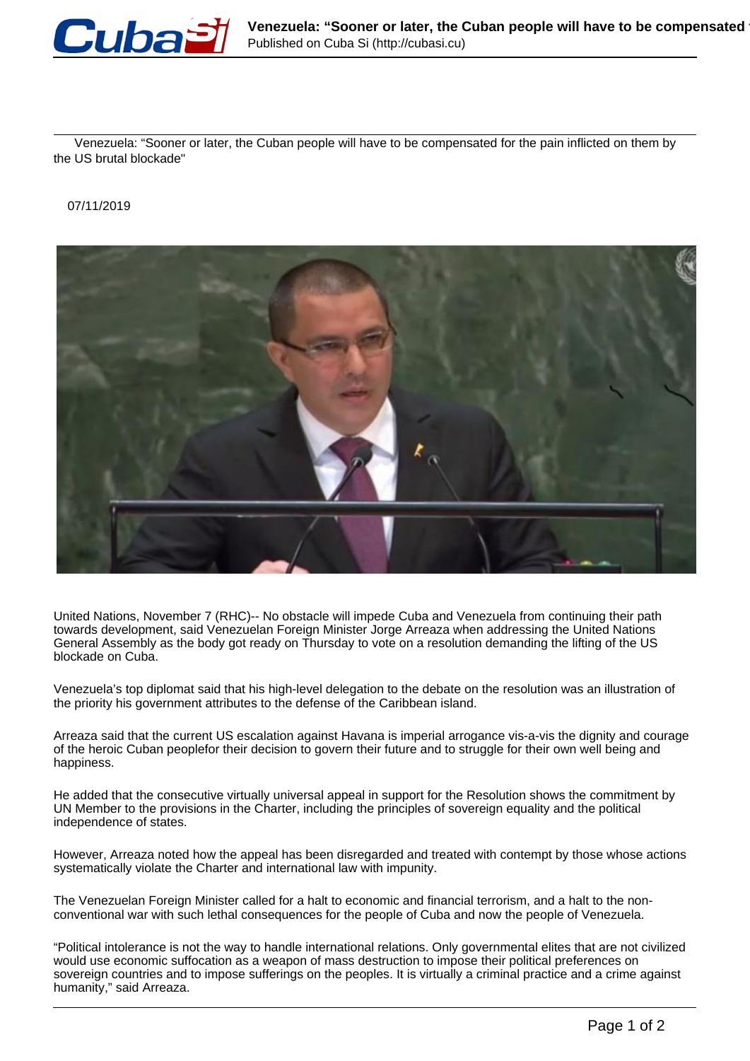# Venezuela: "Sooner or later, the Cuban people will have to be compensated for the pain inflicted on them by the US brutal blockade"

07/11/2019

United Nations, November 7 (RHC)-- No obstacle will impede Cuba and Venezuela from continuing their path towards development, said Venezuelan Foreign Minister Jorge Arreaza when addressing the United Nations General Assembly as the body got ready on Thursday to vote on a resolution demanding the lifting of the US blockade on Cuba.

Venezuela's top diplomat said that his high-level delegation to the debate on the resolution was an illustration of the priority his government attributes to the defense of the Caribbean island.

Arreaza said that the current US escalation against Havana is imperial arrogance vis-a-vis the dignity and courage of the heroic Cuban peoplefor their decision to govern their future and to struggle for their own well being and happiness.

He added that the consecutive virtually universal appeal in support for the Resolution shows the commitment by UN Member to the provisions in the Charter, including the principles of sovereign equality and the political independence of states.

However, Arreaza noted how the appeal has been disregarded and treated with contempt by those whose actions systematically violate the Charter and international law with impunity.

The Venezuelan Foreign Minister called for a halt to economic and financial terrorism, and a halt to the non-conventional war with such lethal consequences for the people of Cuba and now the people of Venezuela.

"Political intolerance is not the way to handle international relations. Only governmental elites that are not civilized would use economic suffocation as a weapon of mass destruction to impose their political preferences on sovereign countries and to impose sufferings on the peoples. It is virtually a criminal practice and a crime against humanity," said Arreaza.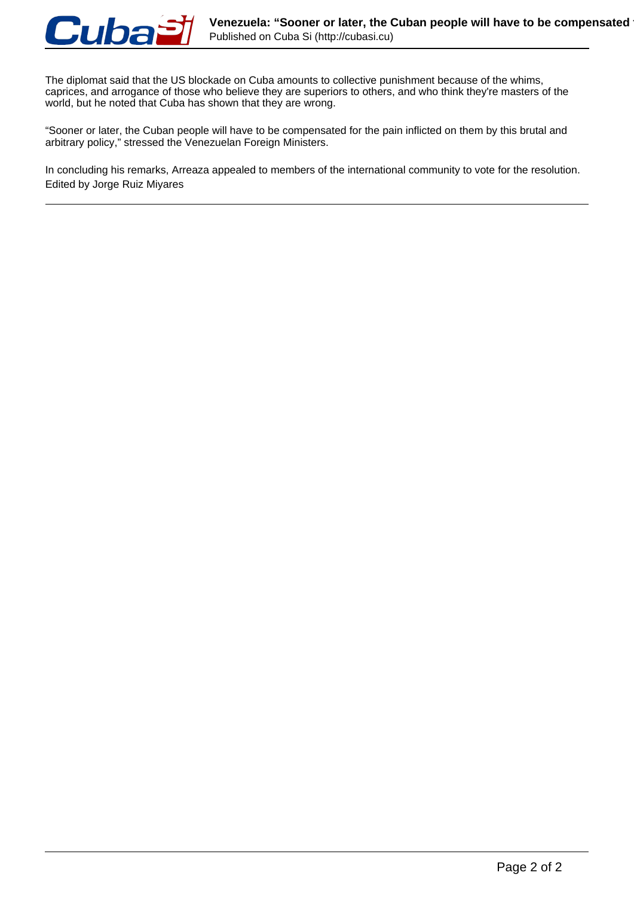The diplomat said that the US blockade on Cuba amounts to collective punishment because of the whims, caprices, and arrogance of those who believe they are superiors to others, and who think they're masters of the world, but he noted that Cuba has shown that they are wrong.

“Sooner or later, the Cuban people will have to be compensated for the pain inflicted on them by this brutal and arbitrary policy,” stressed the Venezuelan Foreign Ministers.

In concluding his remarks, Arreaza appealed to members of the international community to vote for the resolution.
Edited by Jorge Ruiz Miyares